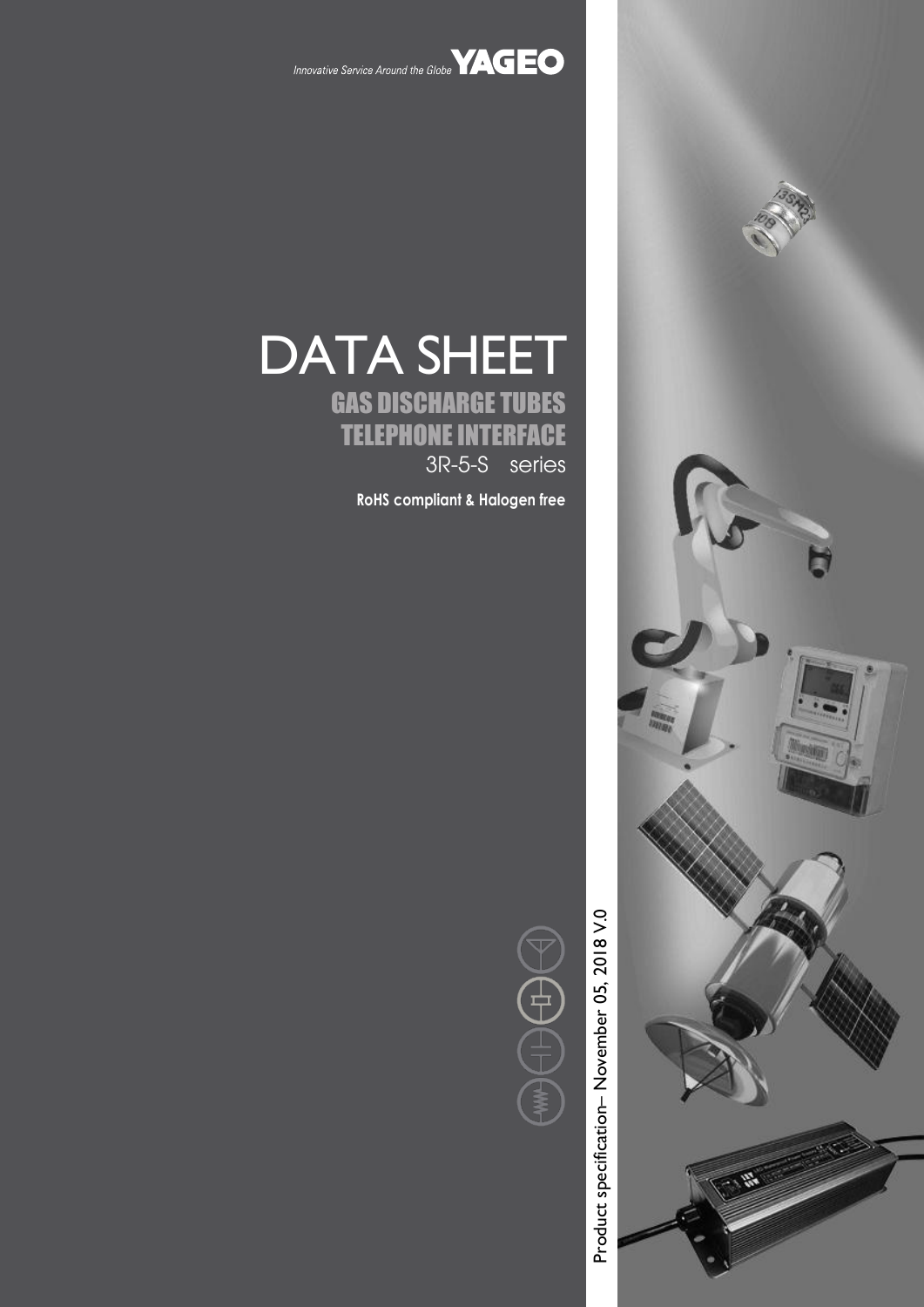Innovative Service Around the Globe **YAGEO**

# DATA SHEET

## GAS DISCHARGE TUBES
## TELEPHONE INTERFACE

3R-5-S series

**RoHS compliant & Halogen free**

Product specification– November 05, 2018 V.0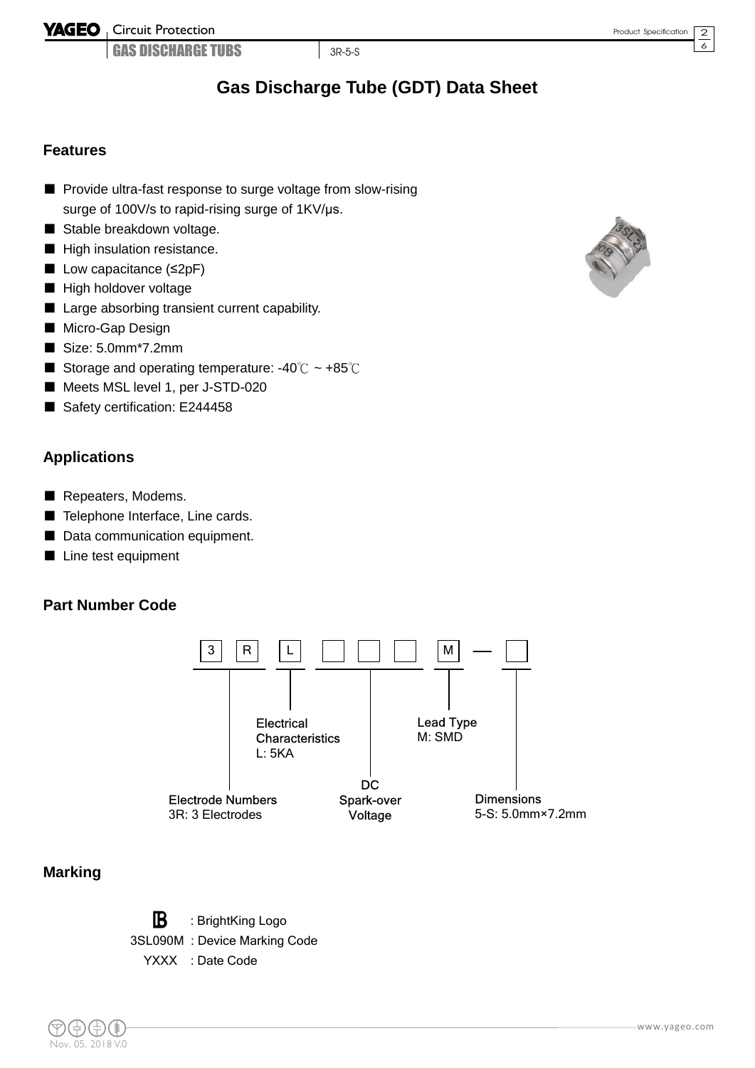# Gas Discharge Tube (GDT) Data Sheet

## Features

- Provide ultra-fast response to surge voltage from slow-rising surge of 100V/s to rapid-rising surge of 1KV/μs.
- Stable breakdown voltage.
- High insulation resistance.
- Low capacitance (≤2pF)
- High holdover voltage
- Large absorbing transient current capability.
- Micro-Gap Design
- Size: 5.0mm*7.2mm
- Storage and operating temperature: -40℃ ~ +85℃
- Meets MSL level 1, per J-STD-020
- Safety certification: E244458

## Applications

- Repeaters, Modems.
- Telephone Interface, Line cards.
- Data communication equipment.
- Line test equipment

## Part Number Code

3 R L □ □ □ M — □

- 3R — Electrode Numbers: 3R: 3 Electrodes
- L — Electrical Characteristics: L: 5KA
- □□□ — DC Spark-over Voltage
- M — Lead Type: M: SMD
- □ — Dimensions: 5-S: 5.0mm×7.2mm

## Marking

- B : BrightKing Logo
- 3SL090M : Device Marking Code
- YXXX : Date Code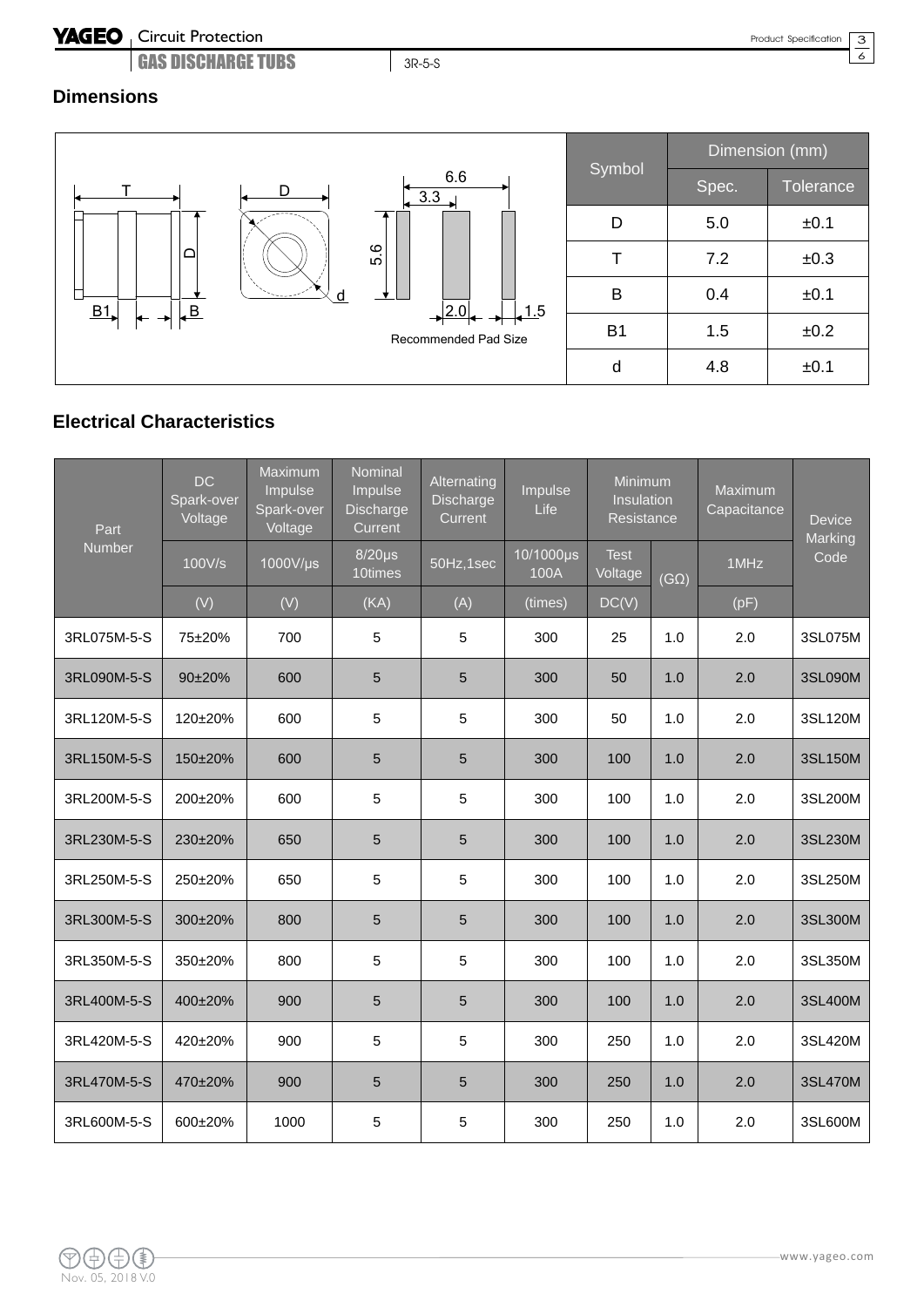## Dimensions

Recommended Pad Size

| Symbol | Dimension (mm) | |
|---|---|---|
| | Spec. | Tolerance |
| D | 5.0 | ±0.1 |
| T | 7.2 | ±0.3 |
| B | 0.4 | ±0.1 |
| B1 | 1.5 | ±0.2 |
| d | 4.8 | ±0.1 |

## Electrical Characteristics

| Part Number | DC Spark-over Voltage | Maximum Impulse Spark-over Voltage | Nominal Impulse Discharge Current | Alternating Discharge Current | Impulse Life | Minimum Insulation Resistance | | Maximum Capacitance | Device Marking Code |
|---|---|---|---|---|---|---|---|---|---|
| | 100V/s | 1000V/μs | 8/20μs 10times | 50Hz,1sec | 10/1000μs 100A | Test Voltage | (GΩ) | 1MHz | |
| | (V) | (V) | (KA) | (A) | (times) | DC(V) | | (pF) | |
| 3RL075M-5-S | 75±20% | 700 | 5 | 5 | 300 | 25 | 1.0 | 2.0 | 3SL075M |
| 3RL090M-5-S | 90±20% | 600 | 5 | 5 | 300 | 50 | 1.0 | 2.0 | 3SL090M |
| 3RL120M-5-S | 120±20% | 600 | 5 | 5 | 300 | 50 | 1.0 | 2.0 | 3SL120M |
| 3RL150M-5-S | 150±20% | 600 | 5 | 5 | 300 | 100 | 1.0 | 2.0 | 3SL150M |
| 3RL200M-5-S | 200±20% | 600 | 5 | 5 | 300 | 100 | 1.0 | 2.0 | 3SL200M |
| 3RL230M-5-S | 230±20% | 650 | 5 | 5 | 300 | 100 | 1.0 | 2.0 | 3SL230M |
| 3RL250M-5-S | 250±20% | 650 | 5 | 5 | 300 | 100 | 1.0 | 2.0 | 3SL250M |
| 3RL300M-5-S | 300±20% | 800 | 5 | 5 | 300 | 100 | 1.0 | 2.0 | 3SL300M |
| 3RL350M-5-S | 350±20% | 800 | 5 | 5 | 300 | 100 | 1.0 | 2.0 | 3SL350M |
| 3RL400M-5-S | 400±20% | 900 | 5 | 5 | 300 | 100 | 1.0 | 2.0 | 3SL400M |
| 3RL420M-5-S | 420±20% | 900 | 5 | 5 | 300 | 250 | 1.0 | 2.0 | 3SL420M |
| 3RL470M-5-S | 470±20% | 900 | 5 | 5 | 300 | 250 | 1.0 | 2.0 | 3SL470M |
| 3RL600M-5-S | 600±20% | 1000 | 5 | 5 | 300 | 250 | 1.0 | 2.0 | 3SL600M |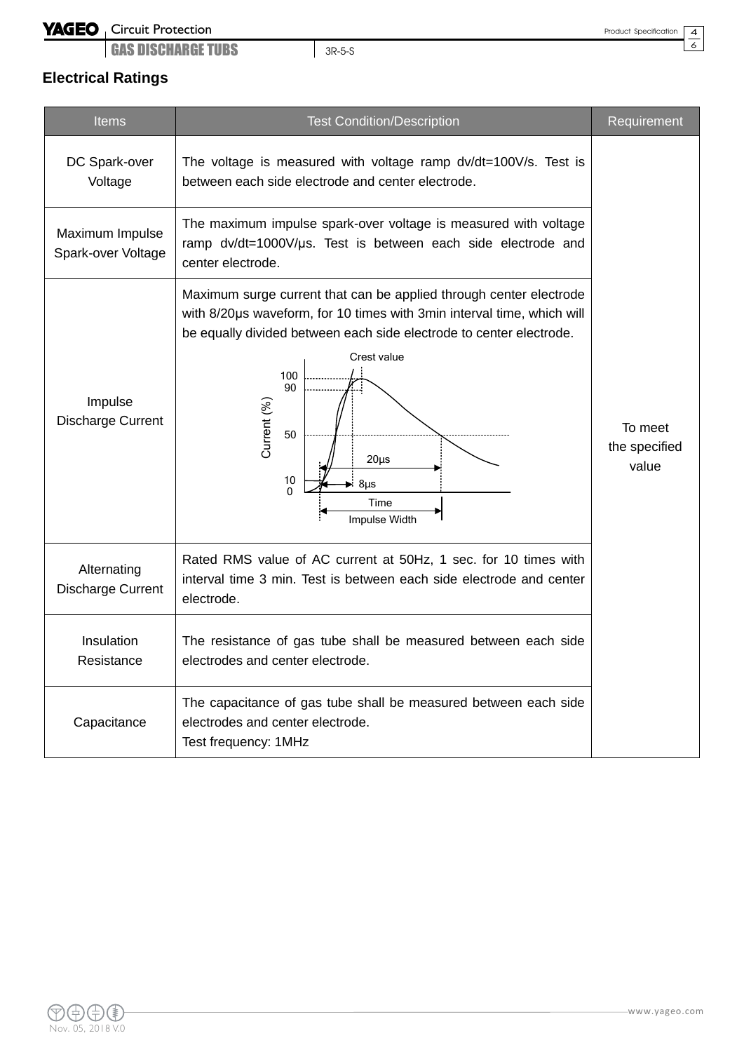## Electrical Ratings

| Items | Test Condition/Description | Requirement |
|---|---|---|
| DC Spark-over Voltage | The voltage is measured with voltage ramp dv/dt=100V/s. Test is between each side electrode and center electrode. | To meet the specified value |
| Maximum Impulse Spark-over Voltage | The maximum impulse spark-over voltage is measured with voltage ramp dv/dt=1000V/μs. Test is between each side electrode and center electrode. | |
| Impulse Discharge Current | Maximum surge current that can be applied through center electrode with 8/20μs waveform, for 10 times with 3min interval time, which will be equally divided between each side electrode to center electrode. (Figure: Crest value; Current (%) 100, 90, 50, 10, 0; 20μs; 8μs; Time; Impulse Width) | |
| Alternating Discharge Current | Rated RMS value of AC current at 50Hz, 1 sec. for 10 times with interval time 3 min. Test is between each side electrode and center electrode. | |
| Insulation Resistance | The resistance of gas tube shall be measured between each side electrodes and center electrode. | |
| Capacitance | The capacitance of gas tube shall be measured between each side electrodes and center electrode.<br>Test frequency: 1MHz | |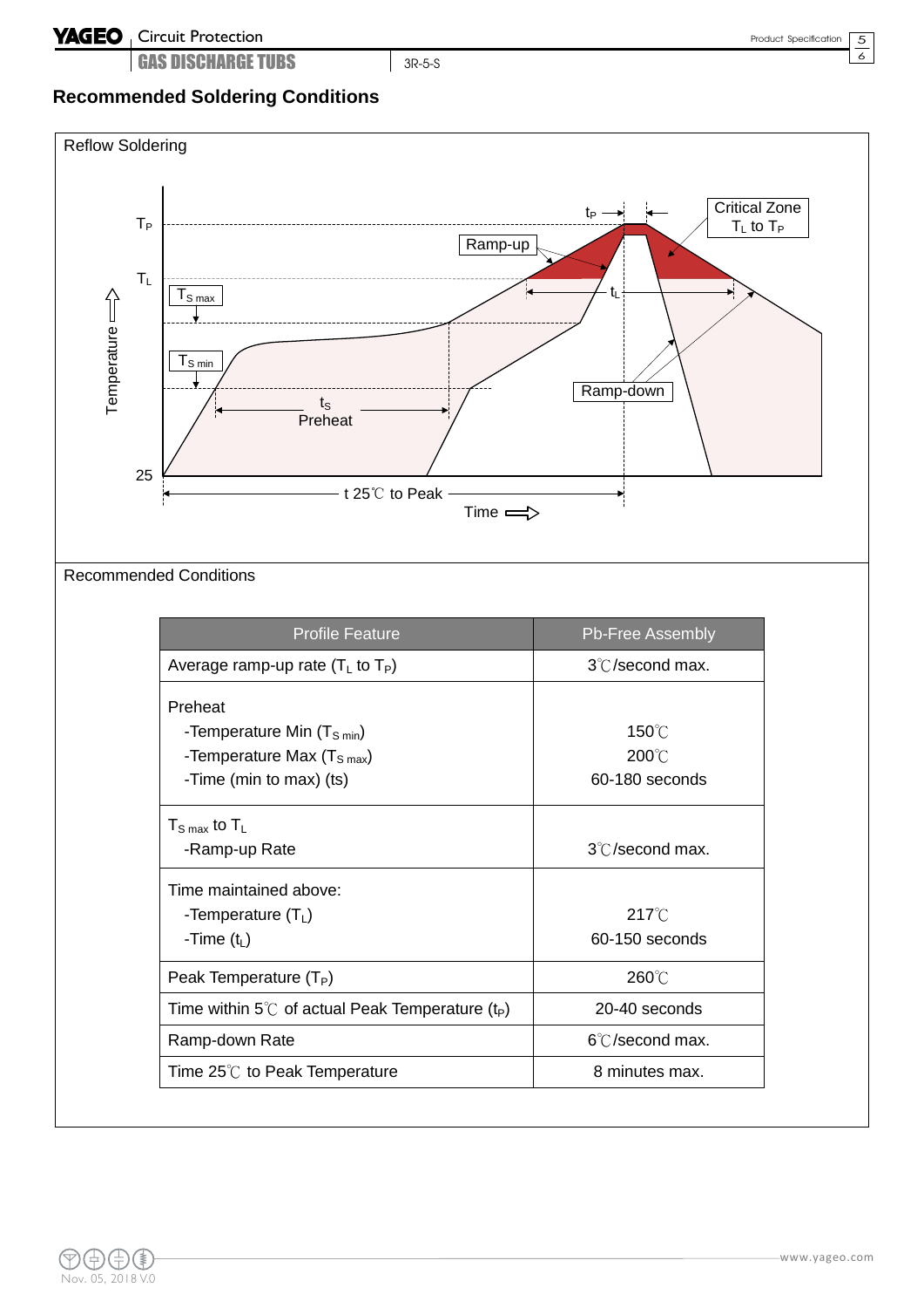## Recommended Soldering Conditions

Reflow Soldering

Recommended Conditions

| Profile Feature | Pb-Free Assembly |
|---|---|
| Average ramp-up rate ($T_L$ to $T_P$) | 3℃/second max. |
| Preheat<br>-Temperature Min ($T_{S\ min}$)<br>-Temperature Max ($T_{S\ max}$)<br>-Time (min to max) (ts) | <br>150℃<br>200℃<br>60-180 seconds |
| $T_{S\ max}$ to $T_L$<br>-Ramp-up Rate | <br>3℃/second max. |
| Time maintained above:<br>-Temperature ($T_L$)<br>-Time ($t_L$) | <br>217℃<br>60-150 seconds |
| Peak Temperature ($T_P$) | 260℃ |
| Time within 5℃ of actual Peak Temperature ($t_P$) | 20-40 seconds |
| Ramp-down Rate | 6℃/second max. |
| Time 25℃ to Peak Temperature | 8 minutes max. |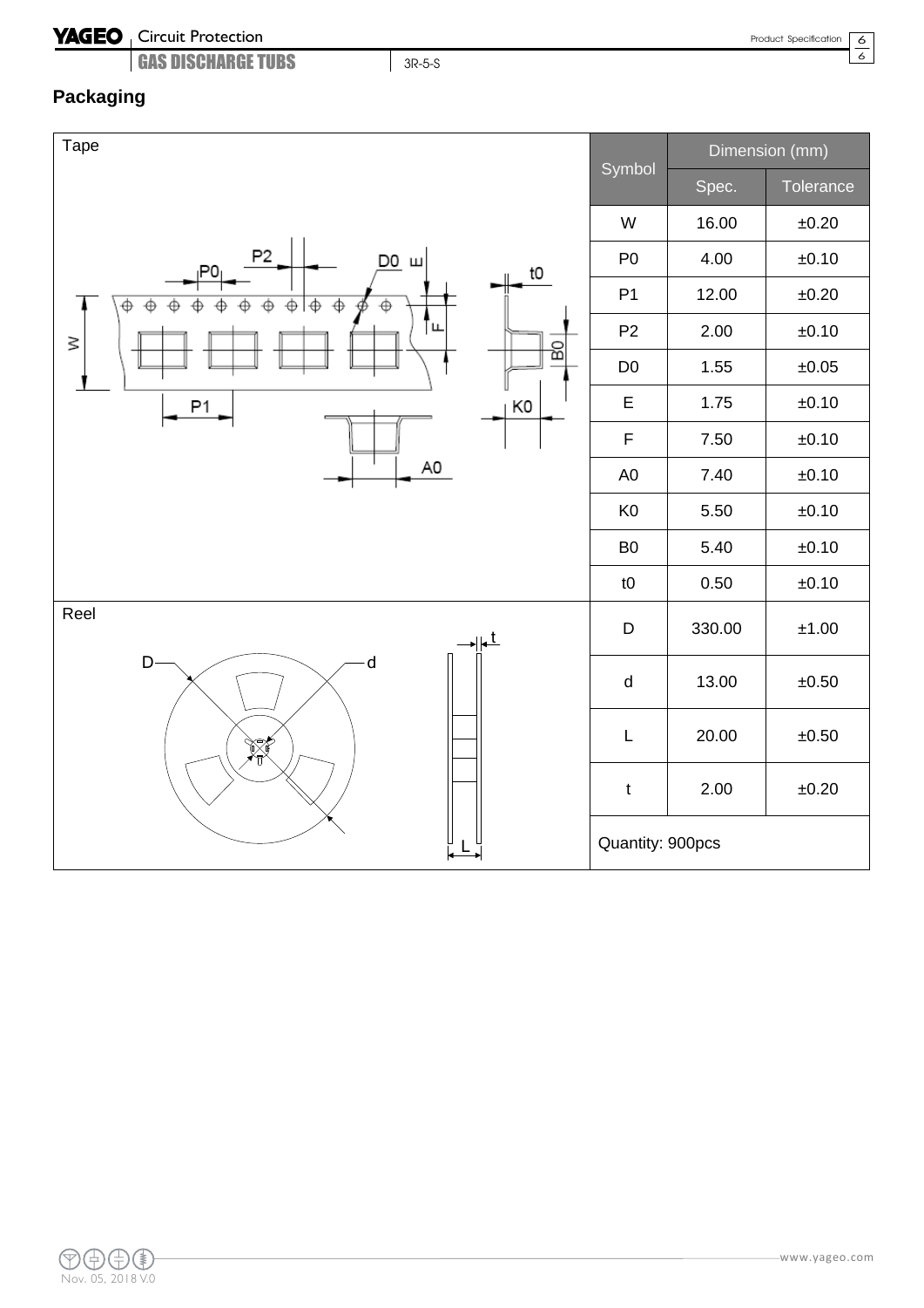## Packaging

Tape

W
P2
P0
D0
E
t0
F
B0
P1
K0
A0

Reel

D
d
t
L

| Symbol | Dimension (mm) | |
|---|---|---|
| | Spec. | Tolerance |
| W | 16.00 | ±0.20 |
| P0 | 4.00 | ±0.10 |
| P1 | 12.00 | ±0.20 |
| P2 | 2.00 | ±0.10 |
| D0 | 1.55 | ±0.05 |
| E | 1.75 | ±0.10 |
| F | 7.50 | ±0.10 |
| A0 | 7.40 | ±0.10 |
| K0 | 5.50 | ±0.10 |
| B0 | 5.40 | ±0.10 |
| t0 | 0.50 | ±0.10 |
| D | 330.00 | ±1.00 |
| d | 13.00 | ±0.50 |
| L | 20.00 | ±0.50 |
| t | 2.00 | ±0.20 |
| Quantity: 900pcs | | |